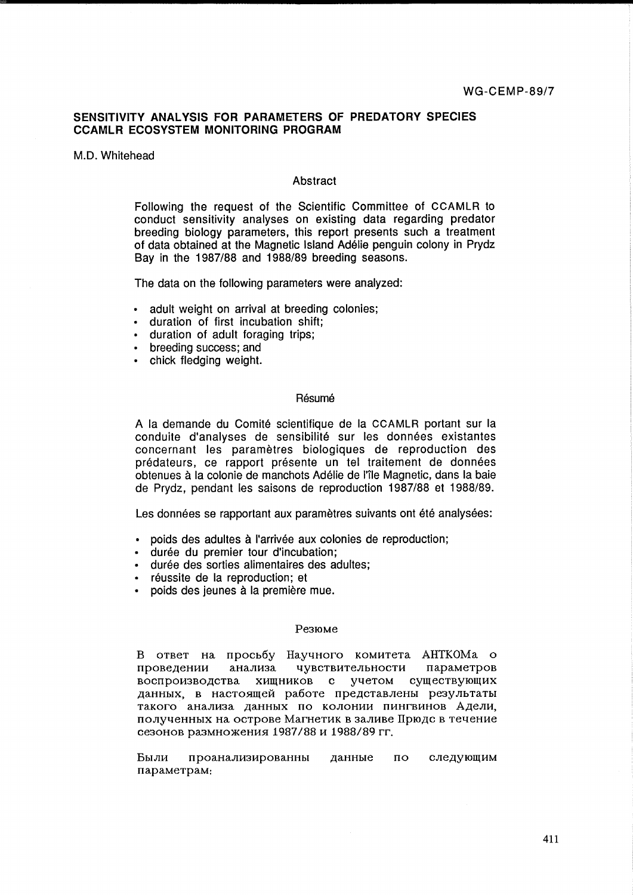WG-CEMP-89/7

# SENSITIVITY ANALYSIS FOR PARAMETERS OF PREDATORY SPECIES CCAMLR ECOSYSTEM MONITORING PROGRAM

M.D. Whitehead

## Abstract

Following the request of the Scientific Committee of CCAMLR to conduct sensitivity analyses on existing data regarding predator breeding biology parameters, this report presents such a treatment of data obtained at the Magnetic Island Adélie penguin colony in Prydz Bay in the 1987/88 and 1988/89 breeding seasons.

The data on the following parameters were analyzed:

- adult weight on arrival at breeding colonies;
- duration of first incubation shift;
- duration of adult foraging trips;
- breeding success; and
- chick fledging weight.

## Résumé

A la demande du Comité scientifique de la CCAMLR portant sur la conduite d'analyses de sensibilité sur les données existantes concernant les paramètres biologiques de reproduction des prédateurs, ce rapport présente un tel traitement de données obtenues à la colonie de manchots Adélie de l'île Magnetic, dans la baie de Prydz, pendant les saisons de reproduction 1987/88 et 1988/89.

Les données se rapportant aux paramètres suivants ont été analysées:

- poids des adultes à l'arrivée aux colonies de reproduction;
- durée du premier tour d'incubation;
- durée des sorties alimentaires des adultes;
- réussite de la reproduction; et
- poids des jeunes à la première mue.

## Резюме

В ответ на просьбу Научного комитета АНТКОМа о проведении анализа чувствительности параметров воспроизводства хищников с учетом существующих данных, в настоящей работе представлены результаты такого анализа данных по колонии пингвинов Адели, полученных на острове Магнетик в заливе Прюдс в течение сезонов размножения 1987/88 и 1988/89 гг.

Были проанализированны данные по следующим параметрам: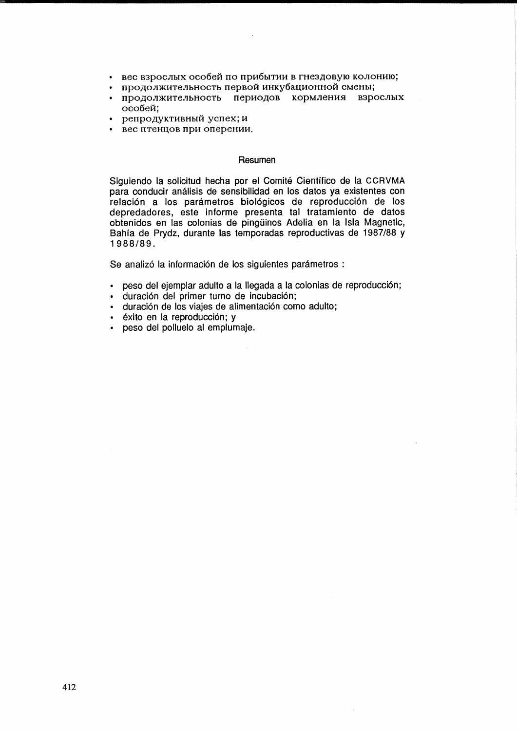- вес взрослых особей по прибытии в гнездовую колонию;
- продолжительность первой инкубационной смены;
- продолжительность периодов кормления взрослых особей;
- репродуктивный успех; и
- вес птенцов при оперении.

## Resumen

Siguiendo la solicitud hecha por el Comité Científico de la CCRVMA para conducir análisis de sensibilidad en los datos ya existentes con relación a los parámetros biológicos de reproducción de los depredadores, este informe presenta tal tratamiento de datos obtenidos en las colonias de pingüinos Adelia en la Isla Magnetic, Bahía de Prydz, durante las temporadas reproductivas de 1987/88 y 1988/89.

Se analizó la información de los siguientes parámetros :

- peso del ejemplar adulto a la llegada a la colonias de reproducción;
- duración del primer turno de incubación;
- duración de los viajes de alimentación como adulto;
- éxito en la reproducción; y
- peso del polluelo al emplumaje.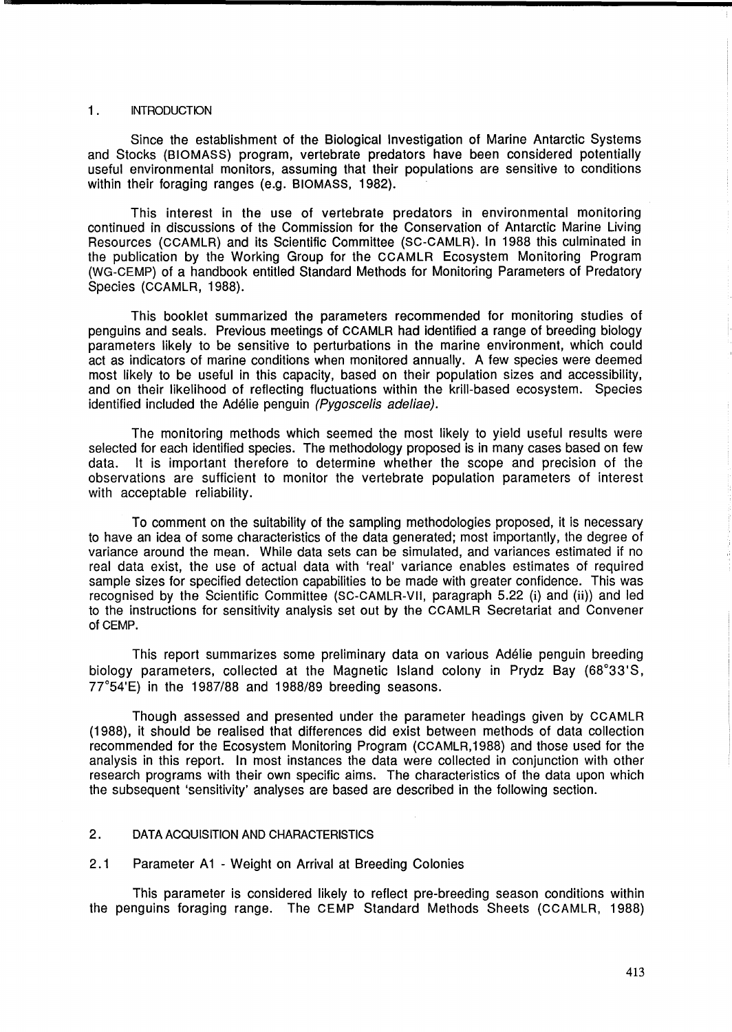## 1. INTRODUCTION

Since the establishment of the Biological Investigation of Marine Antarctic Systems and Stocks (BIOMASS) program, vertebrate predators have been considered potentially useful environmental monitors, assuming that their populations are sensitive to conditions within their foraging ranges (e.g. BIOMASS, 1982).

This interest in the use of vertebrate predators in environmental monitoring continued in discussions of the Commission for the Conservation of Antarctic Marine Living Resources (CCAMLR) and its Scientific Committee (SC-CAMLR). In 1988 this culminated in the publication by the Working Group for the CCAMLR Ecosystem Monitoring Program (WG-CEMP) of a handbook entitled Standard Methods for Monitoring Parameters of Predatory Species (CCAMLR, 1988).

This booklet summarized the parameters recommended for monitoring studies of penguins and seals. Previous meetings of CCAMLR had identified a range of breeding biology parameters likely to be sensitive to perturbations in the marine environment, which could act as indicators of marine conditions when monitored annually. A few species were deemed most likely to be useful in this capacity, based on their population sizes and accessibility, and on their likelihood of reflecting fluctuations within the krill-based ecosystem. Species identified included the Adélie penguin *(Pygoscelis adeliae)*.

The monitoring methods which seemed the most likely to yield useful results were selected for each identified species. The methodology proposed is in many cases based on few data. It is important therefore to determine whether the scope and precision of the observations are sufficient to monitor the vertebrate population parameters of interest with acceptable reliability.

To comment on the suitability of the sampling methodologies proposed, it is necessary to have an idea of some characteristics of the data generated; most importantly, the degree of variance around the mean. While data sets can be simulated, and variances estimated if no real data exist, the use of actual data with 'real' variance enables estimates of required sample sizes for specified detection capabilities to be made with greater confidence. This was recognised by the Scientific Committee (SC-CAMLR-VII, paragraph 5.22 (i) and (ii)) and led to the instructions for sensitivity analysis set out by the CCAMLR Secretariat and Convener of CEMP.

This report summarizes some preliminary data on various Adélie penguin breeding biology parameters, collected at the Magnetic Island colony in Prydz Bay (68°33'S, 77°54'E) in the 1987/88 and 1988/89 breeding seasons.

Though assessed and presented under the parameter headings given by CCAMLR (1988), it should be realised that differences did exist between methods of data collection recommended for the Ecosystem Monitoring Program (CCAMLR,1988) and those used for the analysis in this report. In most instances the data were collected in conjunction with other research programs with their own specific aims. The characteristics of the data upon which the subsequent 'sensitivity' analyses are based are described in the following section.

## 2. DATA ACQUISITION AND CHARACTERISTICS

### 2.1 Parameter A1 - Weight on Arrival at Breeding Colonies

This parameter is considered likely to reflect pre-breeding season conditions within the penguins foraging range. The CEMP Standard Methods Sheets (CCAMLR, 1988)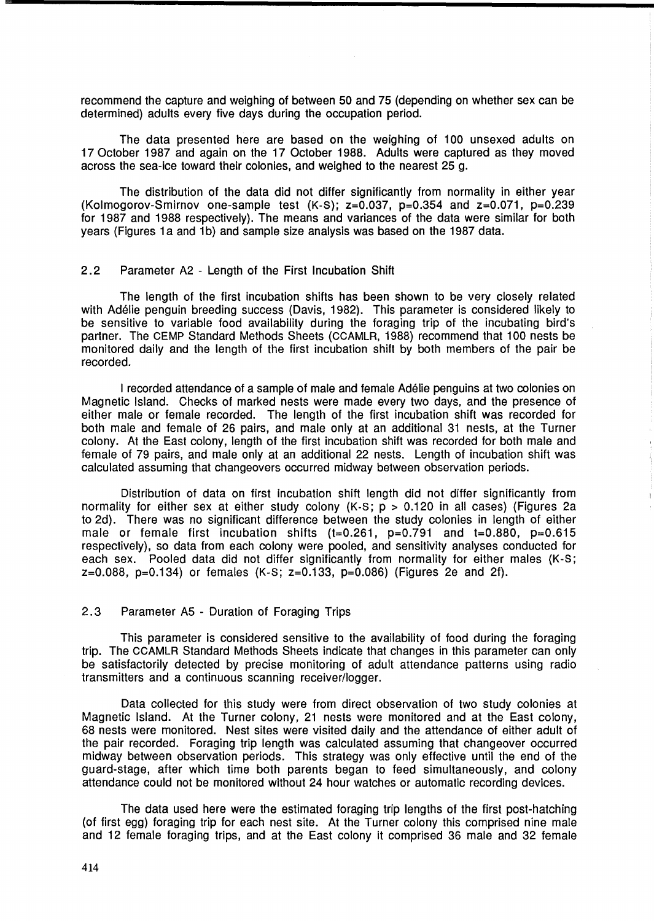recommend the capture and weighing of between 50 and 75 (depending on whether sex can be determined) adults every five days during the occupation period.

The data presented here are based on the weighing of 100 unsexed adults on 17 October 1987 and again on the 17 October 1988. Adults were captured as they moved across the sea-ice toward their colonies, and weighed to the nearest 25 g.

The distribution of the data did not differ significantly from normality in either year (Kolmogorov-Smirnov one-sample test (K-S); $z=0.037$, $p=0.354$ and $z=0.071$, $p=0.239$ for 1987 and 1988 respectively). The means and variances of the data were similar for both years (Figures 1a and 1b) and sample size analysis was based on the 1987 data.

## 2.2 Parameter A2 - Length of the First Incubation Shift

The length of the first incubation shifts has been shown to be very closely related with Adélie penguin breeding success (Davis, 1982). This parameter is considered likely to be sensitive to variable food availability during the foraging trip of the incubating bird's partner. The CEMP Standard Methods Sheets (CCAMLR, 1988) recommend that 100 nests be monitored daily and the length of the first incubation shift by both members of the pair be recorded.

I recorded attendance of a sample of male and female Adélie penguins at two colonies on Magnetic Island. Checks of marked nests were made every two days, and the presence of either male or female recorded. The length of the first incubation shift was recorded for both male and female of 26 pairs, and male only at an additional 31 nests, at the Turner colony. At the East colony, length of the first incubation shift was recorded for both male and female of 79 pairs, and male only at an additional 22 nests. Length of incubation shift was calculated assuming that changeovers occurred midway between observation periods.

Distribution of data on first incubation shift length did not differ significantly from normality for either sex at either study colony (K-S; $p > 0.120$ in all cases) (Figures 2a to 2d). There was no significant difference between the study colonies in length of either male or female first incubation shifts ($t=0.261$, $p=0.791$ and $t=0.880$, $p=0.615$ respectively), so data from each colony were pooled, and sensitivity analyses conducted for each sex. Pooled data did not differ significantly from normality for either males (K-S; $z=0.088$, $p=0.134$) or females (K-S; $z=0.133$, $p=0.086$) (Figures 2e and 2f).

## 2.3 Parameter A5 - Duration of Foraging Trips

This parameter is considered sensitive to the availability of food during the foraging trip. The CCAMLR Standard Methods Sheets indicate that changes in this parameter can only be satisfactorily detected by precise monitoring of adult attendance patterns using radio transmitters and a continuous scanning receiver/logger.

Data collected for this study were from direct observation of two study colonies at Magnetic Island. At the Turner colony, 21 nests were monitored and at the East colony, 68 nests were monitored. Nest sites were visited daily and the attendance of either adult of the pair recorded. Foraging trip length was calculated assuming that changeover occurred midway between observation periods. This strategy was only effective until the end of the guard-stage, after which time both parents began to feed simultaneously, and colony attendance could not be monitored without 24 hour watches or automatic recording devices.

The data used here were the estimated foraging trip lengths of the first post-hatching (of first egg) foraging trip for each nest site. At the Turner colony this comprised nine male and 12 female foraging trips, and at the East colony it comprised 36 male and 32 female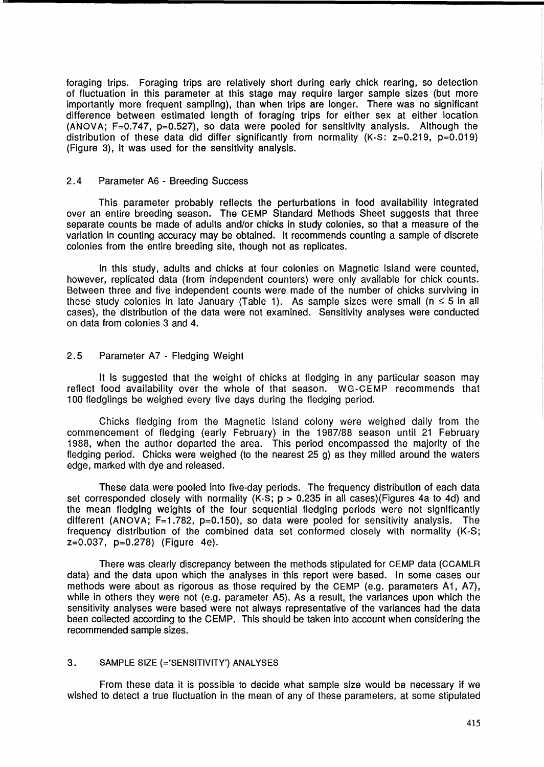foraging trips. Foraging trips are relatively short during early chick rearing, so detection of fluctuation in this parameter at this stage may require larger sample sizes (but more importantly more frequent sampling), than when trips are longer. There was no significant difference between estimated length of foraging trips for either sex at either location (ANOVA; $F=0.747$, $p=0.527$), so data were pooled for sensitivity analysis. Although the distribution of these data did differ significantly from normality (K-S: $z=0.219$, $p=0.019$) (Figure 3), it was used for the sensitivity analysis.

## 2.4 Parameter A6 - Breeding Success

This parameter probably reflects the perturbations in food availability integrated over an entire breeding season. The CEMP Standard Methods Sheet suggests that three separate counts be made of adults and/or chicks in study colonies, so that a measure of the variation in counting accuracy may be obtained. It recommends counting a sample of discrete colonies from the entire breeding site, though not as replicates.

In this study, adults and chicks at four colonies on Magnetic Island were counted, however, replicated data (from independent counters) were only available for chick counts. Between three and five independent counts were made of the number of chicks surviving in these study colonies in late January (Table 1). As sample sizes were small ($n \leq 5$ in all cases), the distribution of the data were not examined. Sensitivity analyses were conducted on data from colonies 3 and 4.

## 2.5 Parameter A7 - Fledging Weight

It is suggested that the weight of chicks at fledging in any particular season may reflect food availability over the whole of that season. WG-CEMP recommends that 100 fledglings be weighed every five days during the fledging period.

Chicks fledging from the Magnetic Island colony were weighed daily from the commencement of fledging (early February) in the 1987/88 season until 21 February 1988, when the author departed the area. This period encompassed the majority of the fledging period. Chicks were weighed (to the nearest 25 g) as they milled around the waters edge, marked with dye and released.

These data were pooled into five-day periods. The frequency distribution of each data set corresponded closely with normality (K-S; $p > 0.235$ in all cases)(Figures 4a to 4d) and the mean fledging weights of the four sequential fledging periods were not significantly different (ANOVA; $F=1.782$, $p=0.150$), so data were pooled for sensitivity analysis. The frequency distribution of the combined data set conformed closely with normality (K-S; $z=0.037$, $p=0.278$) (Figure 4e).

There was clearly discrepancy between the methods stipulated for CEMP data (CCAMLR data) and the data upon which the analyses in this report were based. In some cases our methods were about as rigorous as those required by the CEMP (e.g. parameters A1, A7), while in others they were not (e.g. parameter A5). As a result, the variances upon which the sensitivity analyses were based were not always representative of the variances had the data been collected according to the CEMP. This should be taken into account when considering the recommended sample sizes.

# 3. SAMPLE SIZE (='SENSITIVITY') ANALYSES

From these data it is possible to decide what sample size would be necessary if we wished to detect a true fluctuation in the mean of any of these parameters, at some stipulated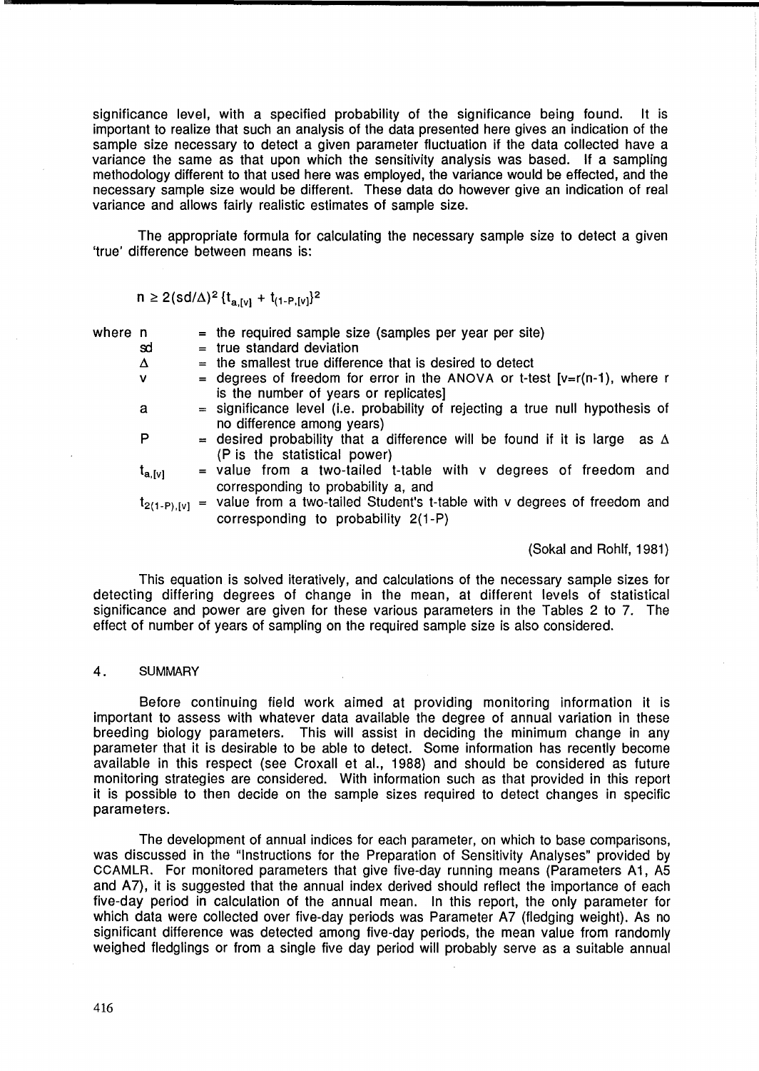significance level, with a specified probability of the significance being found. It is important to realize that such an analysis of the data presented here gives an indication of the sample size necessary to detect a given parameter fluctuation if the data collected have a variance the same as that upon which the sensitivity analysis was based. If a sampling methodology different to that used here was employed, the variance would be effected, and the necessary sample size would be different. These data do however give an indication of real variance and allows fairly realistic estimates of sample size.

The appropriate formula for calculating the necessary sample size to detect a given 'true' difference between means is:

$$n \geq 2(sd/\Delta)^2 \{t_{a,[v]} + t_{(1-P,[v]}\}^2$$

where $n$ = the required sample size (samples per year per site)

$sd$ = true standard deviation

$\Delta$ = the smallest true difference that is desired to detect

$v$ = degrees of freedom for error in the ANOVA or t-test [$v=r(n-1)$, where $r$ is the number of years or replicates]

$a$ = significance level (i.e. probability of rejecting a true null hypothesis of no difference among years)

$P$ = desired probability that a difference will be found if it is large as $\Delta$ ($P$ is the statistical power)

$t_{a,[v]}$ = value from a two-tailed t-table with $v$ degrees of freedom and corresponding to probability $a$, and

$t_{2(1-P),[v]}$ = value from a two-tailed Student's t-table with $v$ degrees of freedom and corresponding to probability $2(1-P)$

(Sokal and Rohlf, 1981)

This equation is solved iteratively, and calculations of the necessary sample sizes for detecting differing degrees of change in the mean, at different levels of statistical significance and power are given for these various parameters in the Tables 2 to 7. The effect of number of years of sampling on the required sample size is also considered.

## 4. SUMMARY

Before continuing field work aimed at providing monitoring information it is important to assess with whatever data available the degree of annual variation in these breeding biology parameters. This will assist in deciding the minimum change in any parameter that it is desirable to be able to detect. Some information has recently become available in this respect (see Croxall et al., 1988) and should be considered as future monitoring strategies are considered. With information such as that provided in this report it is possible to then decide on the sample sizes required to detect changes in specific parameters.

The development of annual indices for each parameter, on which to base comparisons, was discussed in the "Instructions for the Preparation of Sensitivity Analyses" provided by CCAMLR. For monitored parameters that give five-day running means (Parameters A1, A5 and A7), it is suggested that the annual index derived should reflect the importance of each five-day period in calculation of the annual mean. In this report, the only parameter for which data were collected over five-day periods was Parameter A7 (fledging weight). As no significant difference was detected among five-day periods, the mean value from randomly weighed fledglings or from a single five day period will probably serve as a suitable annual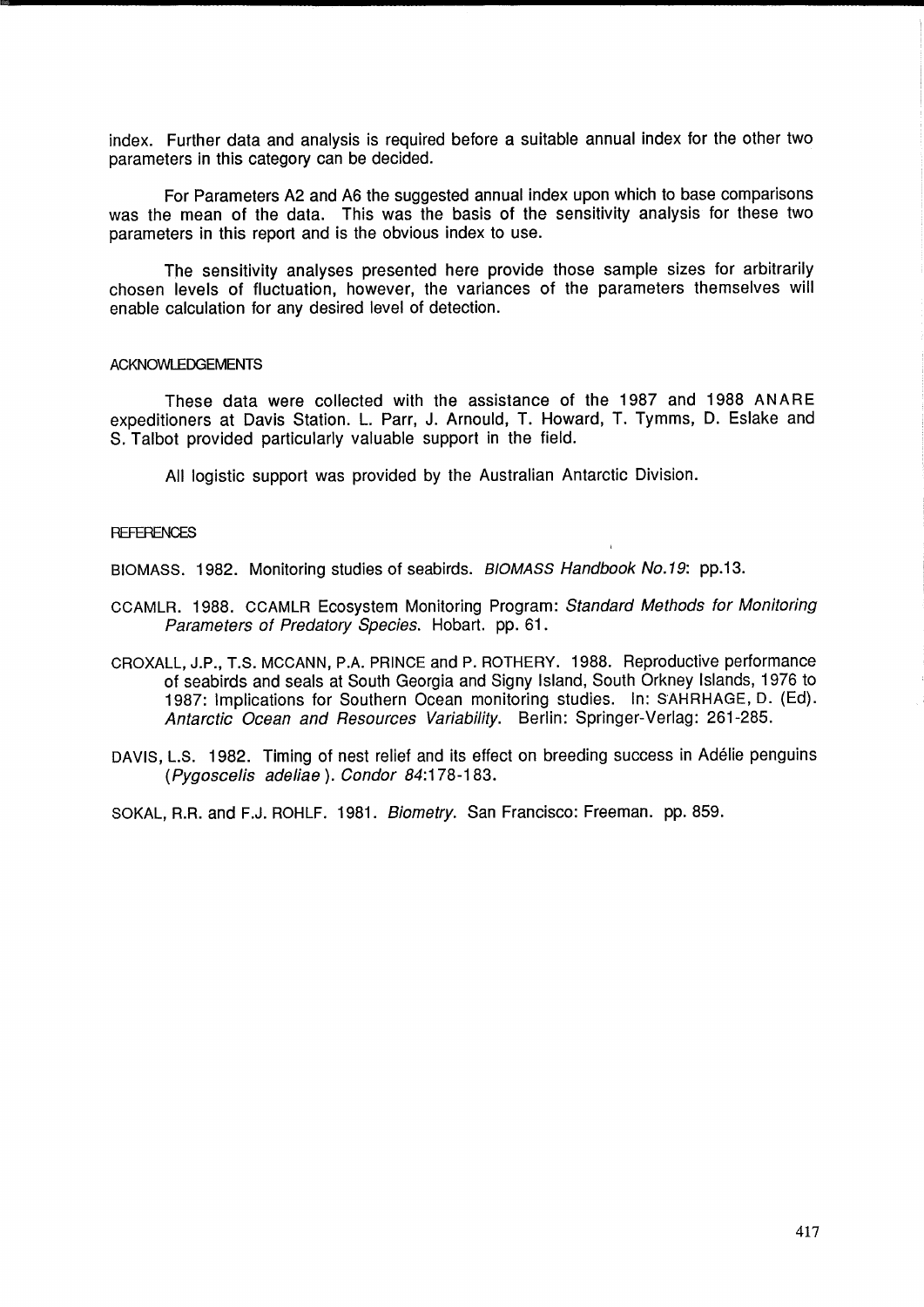index. Further data and analysis is required before a suitable annual index for the other two parameters in this category can be decided.

For Parameters A2 and A6 the suggested annual index upon which to base comparisons was the mean of the data. This was the basis of the sensitivity analysis for these two parameters in this report and is the obvious index to use.

The sensitivity analyses presented here provide those sample sizes for arbitrarily chosen levels of fluctuation, however, the variances of the parameters themselves will enable calculation for any desired level of detection.

## ACKNOWLEDGEMENTS

These data were collected with the assistance of the 1987 and 1988 ANARE expeditioners at Davis Station. L. Parr, J. Arnould, T. Howard, T. Tymms, D. Eslake and S. Talbot provided particularly valuable support in the field.

All logistic support was provided by the Australian Antarctic Division.

## REFERENCES

BIOMASS. 1982. Monitoring studies of seabirds. *BIOMASS Handbook No.19*: pp.13.

CCAMLR. 1988. CCAMLR Ecosystem Monitoring Program: *Standard Methods for Monitoring Parameters of Predatory Species*. Hobart. pp. 61.

CROXALL, J.P., T.S. MCCANN, P.A. PRINCE and P. ROTHERY. 1988. Reproductive performance of seabirds and seals at South Georgia and Signy Island, South Orkney Islands, 1976 to 1987: Implications for Southern Ocean monitoring studies. In: SAHRHAGE, D. (Ed). *Antarctic Ocean and Resources Variability*. Berlin: Springer-Verlag: 261-285.

DAVIS, L.S. 1982. Timing of nest relief and its effect on breeding success in Adélie penguins (*Pygoscelis adeliae*). *Condor 84*:178-183.

SOKAL, R.R. and F.J. ROHLF. 1981. *Biometry*. San Francisco: Freeman. pp. 859.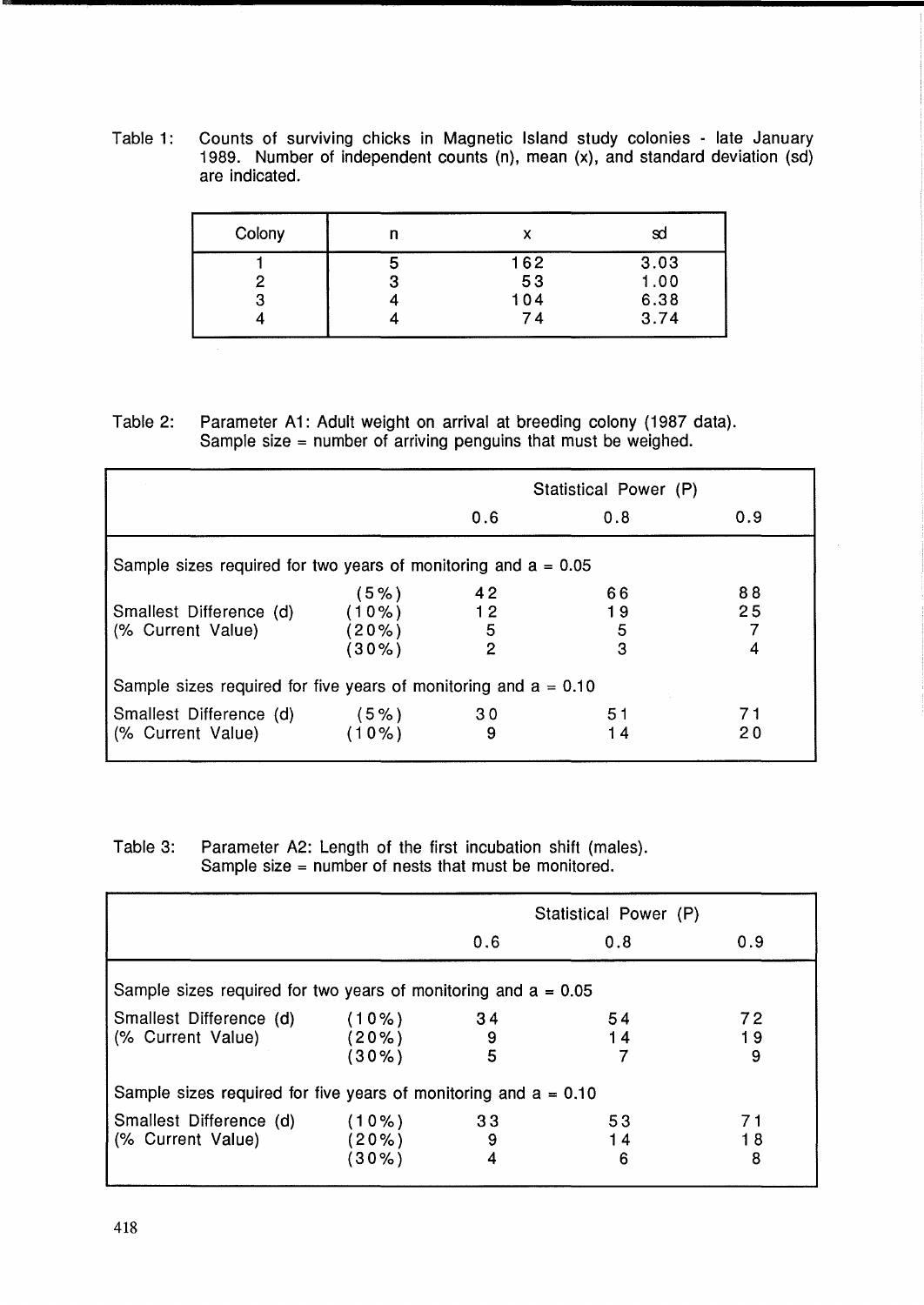Table 1: Counts of surviving chicks in Magnetic Island study colonies - late January 1989. Number of independent counts (n), mean (x), and standard deviation (sd) are indicated.

| Colony | n | x | sd |
|---|---|---|---|
| 1 | 5 | 162 | 3.03 |
| 2 | 3 | 53 | 1.00 |
| 3 | 4 | 104 | 6.38 |
| 4 | 4 | 74 | 3.74 |

Table 2: Parameter A1: Adult weight on arrival at breeding colony (1987 data). Sample size = number of arriving penguins that must be weighed.

| | | Statistical Power (P) | | |
|---|---|---|---|---|
| | | 0.6 | 0.8 | 0.9 |
| Sample sizes required for two years of monitoring and a = 0.05 | | | | |
| Smallest Difference (d) (% Current Value) | (5%) | 42 | 66 | 88 |
| | (10%) | 12 | 19 | 25 |
| | (20%) | 5 | 5 | 7 |
| | (30%) | 2 | 3 | 4 |
| Sample sizes required for five years of monitoring and a = 0.10 | | | | |
| Smallest Difference (d) (% Current Value) | (5%) | 30 | 51 | 71 |
| | (10%) | 9 | 14 | 20 |

Table 3: Parameter A2: Length of the first incubation shift (males). Sample size = number of nests that must be monitored.

| | | Statistical Power (P) | | |
|---|---|---|---|---|
| | | 0.6 | 0.8 | 0.9 |
| Sample sizes required for two years of monitoring and a = 0.05 | | | | |
| Smallest Difference (d) (% Current Value) | (10%) | 34 | 54 | 72 |
| | (20%) | 9 | 14 | 19 |
| | (30%) | 5 | 7 | 9 |
| Sample sizes required for five years of monitoring and a = 0.10 | | | | |
| Smallest Difference (d) (% Current Value) | (10%) | 33 | 53 | 71 |
| | (20%) | 9 | 14 | 18 |
| | (30%) | 4 | 6 | 8 |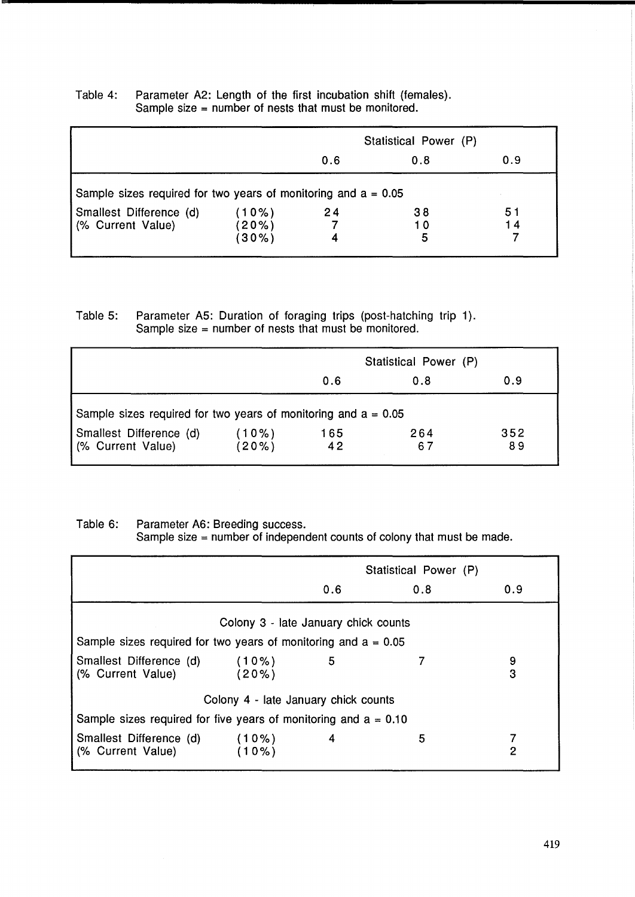Table 4: Parameter A2: Length of the first incubation shift (females).
Sample size = number of nests that must be monitored.

| | | Statistical Power (P) | | |
|---|---|---|---|---|
| | | 0.6 | 0.8 | 0.9 |
| Sample sizes required for two years of monitoring and a = 0.05 | | | | |
| Smallest Difference (d) | (10%) | 24 | 38 | 51 |
| (% Current Value) | (20%) | 7 | 10 | 14 |
| | (30%) | 4 | 5 | 7 |

Table 5: Parameter A5: Duration of foraging trips (post-hatching trip 1).
Sample size = number of nests that must be monitored.

| | | Statistical Power (P) | | |
|---|---|---|---|---|
| | | 0.6 | 0.8 | 0.9 |
| Sample sizes required for two years of monitoring and a = 0.05 | | | | |
| Smallest Difference (d) | (10%) | 165 | 264 | 352 |
| (% Current Value) | (20%) | 42 | 67 | 89 |

Table 6: Parameter A6: Breeding success.
Sample size = number of independent counts of colony that must be made.

| | | Statistical Power (P) | | |
|---|---|---|---|---|
| | | 0.6 | 0.8 | 0.9 |
| Colony 3 - late January chick counts | | | | |
| Sample sizes required for two years of monitoring and a = 0.05 | | | | |
| Smallest Difference (d) | (10%) | 5 | 7 | 9 |
| (% Current Value) | (20%) | | | 3 |
| Colony 4 - late January chick counts | | | | |
| Sample sizes required for five years of monitoring and a = 0.10 | | | | |
| Smallest Difference (d) | (10%) | 4 | 5 | 7 |
| (% Current Value) | (10%) | | | 2 |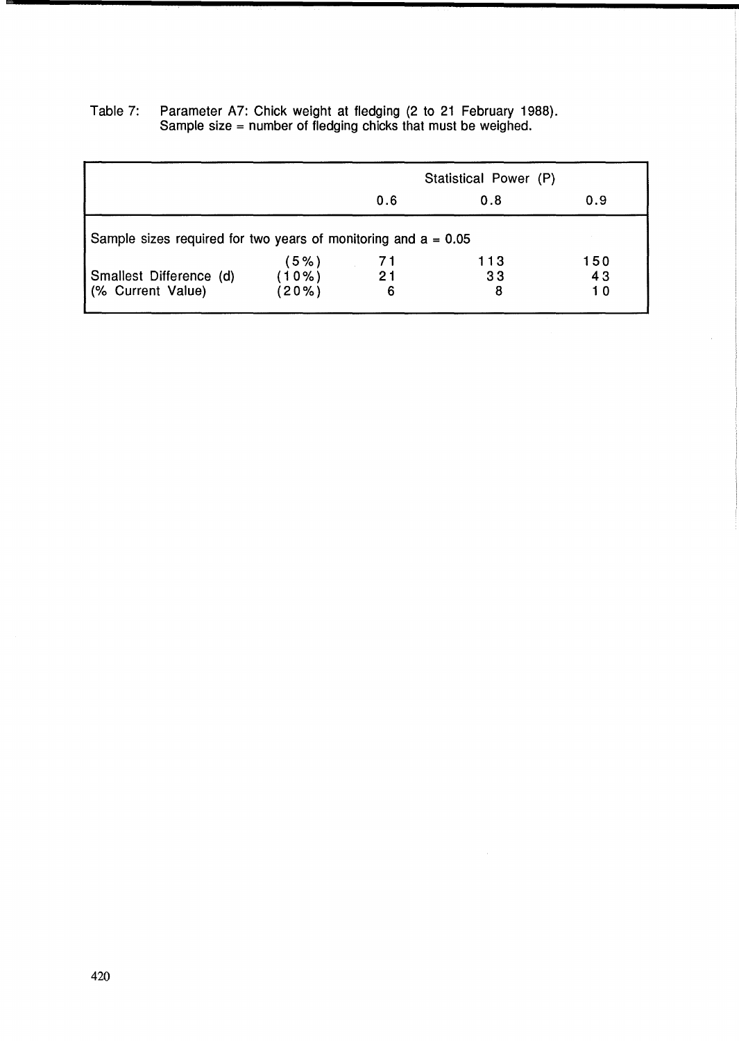Table 7: Parameter A7: Chick weight at fledging (2 to 21 February 1988).
Sample size = number of fledging chicks that must be weighed.

| | | Statistical Power (P) | | |
|---|---|---|---|---|
| | | 0.6 | 0.8 | 0.9 |
| Sample sizes required for two years of monitoring and a = 0.05 | | | | |
| | (5%) | 71 | 113 | 150 |
| Smallest Difference (d) | (10%) | 21 | 33 | 43 |
| (% Current Value) | (20%) | 6 | 8 | 10 |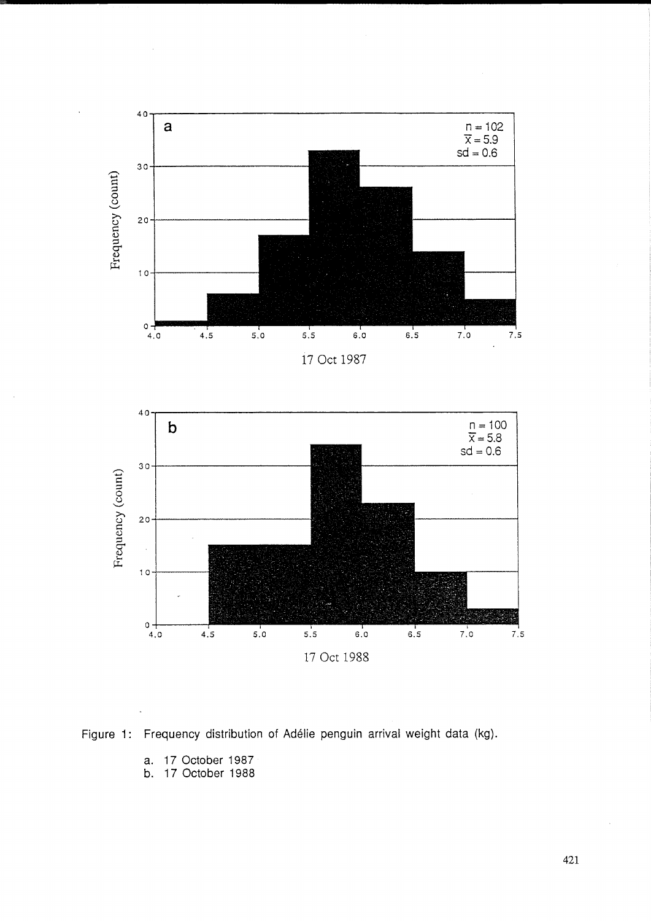Figure 1: Frequency distribution of Adélie penguin arrival weight data (kg).

a. 17 October 1987
b. 17 October 1988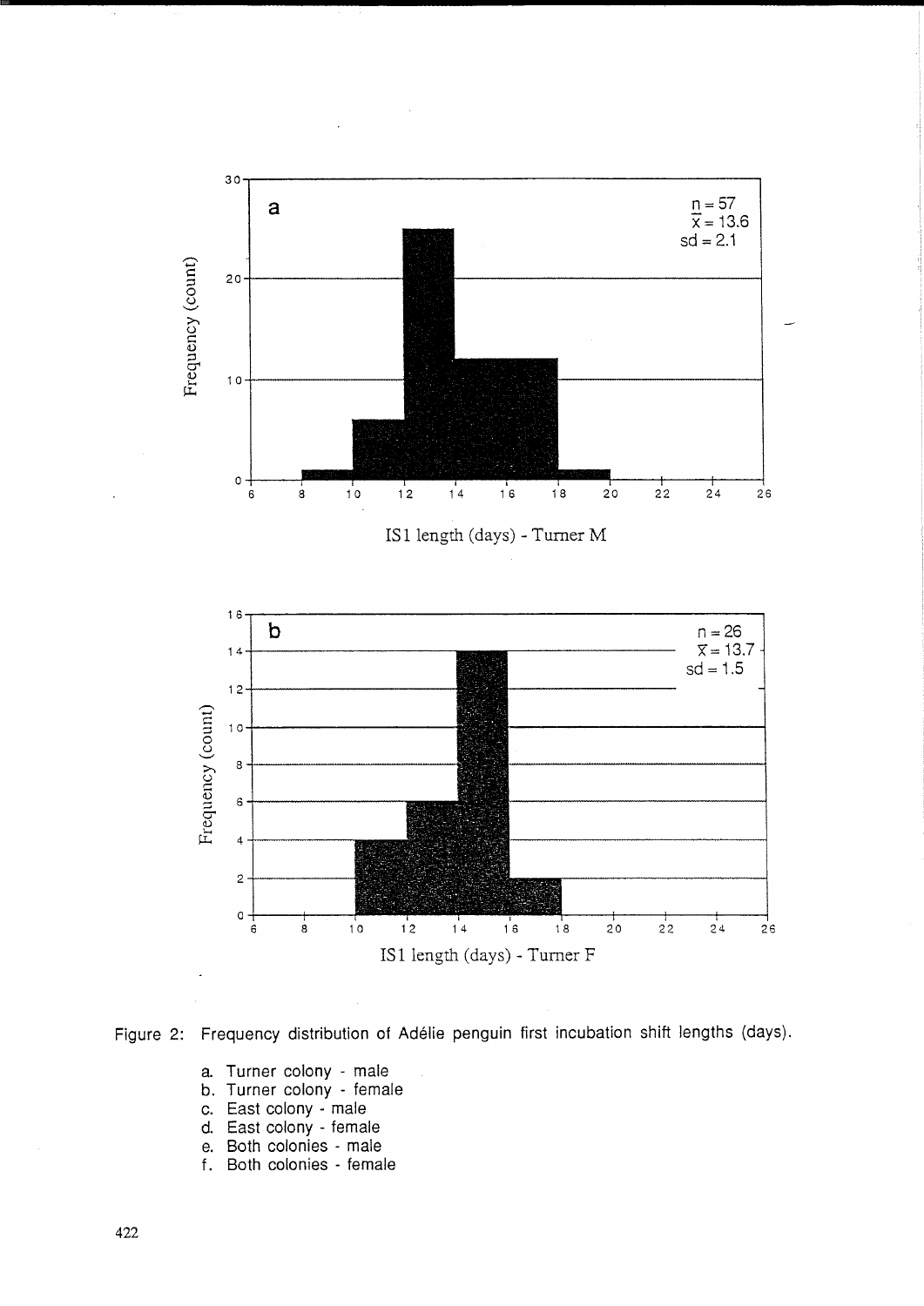Figure 2: Frequency distribution of Adélie penguin first incubation shift lengths (days).

a. Turner colony - male
b. Turner colony - female
c. East colony - male
d. East colony - female
e. Both colonies - male
f. Both colonies - female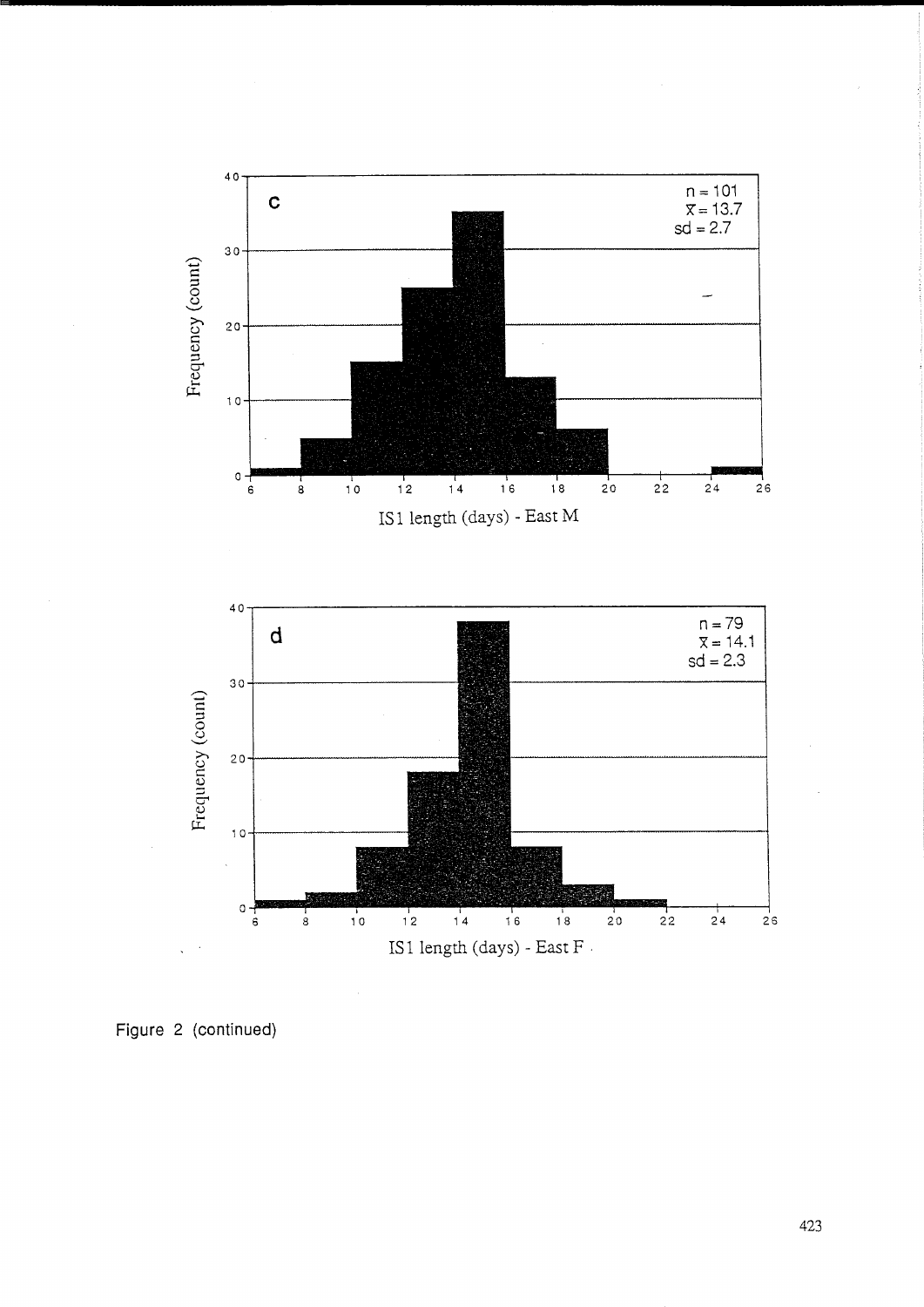c

n = 101
$\bar{x} = 13.7$
sd = 2.7

Frequency (count)

IS1 length (days) - East M

d

n = 79
$\bar{x} = 14.1$
sd = 2.3

Frequency (count)

IS1 length (days) - East F

Figure 2 (continued)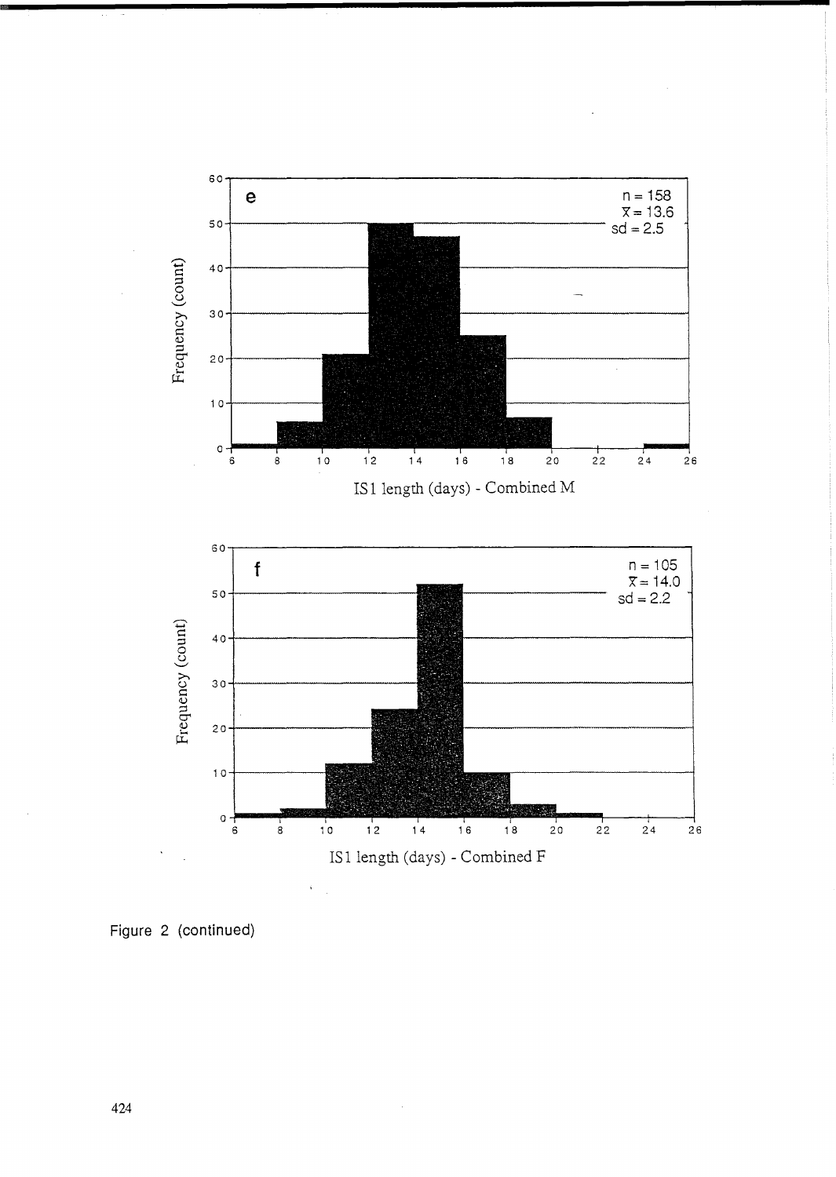e

n = 158
$\bar{x}$ = 13.6
sd = 2.5

Frequency (count)

IS1 length (days) - Combined M

f

n = 105
$\bar{x}$ = 14.0
sd = 2.2

Frequency (count)

IS1 length (days) - Combined F

Figure 2 (continued)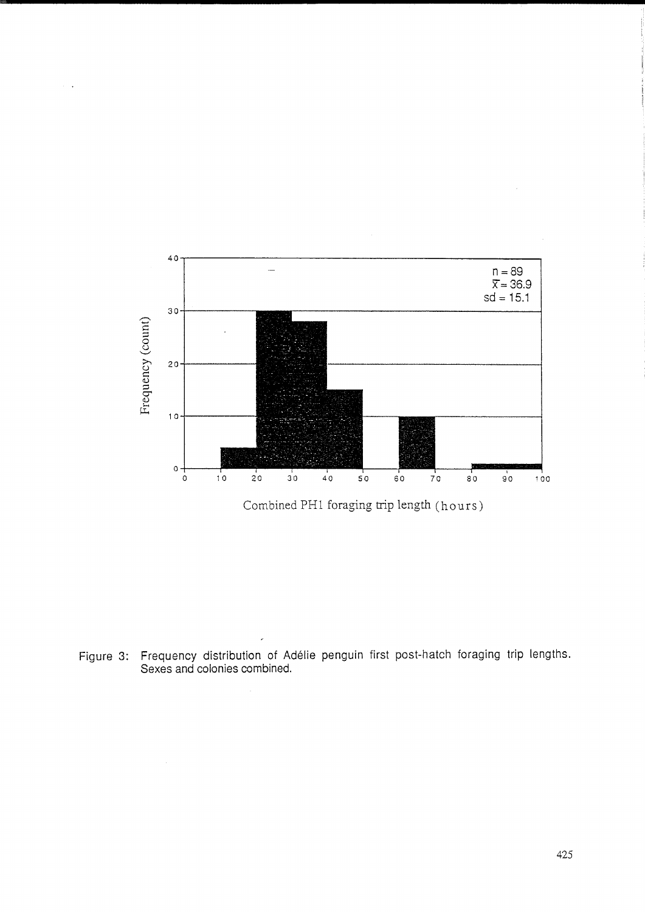Figure 3: Frequency distribution of Adélie penguin first post-hatch foraging trip lengths. Sexes and colonies combined.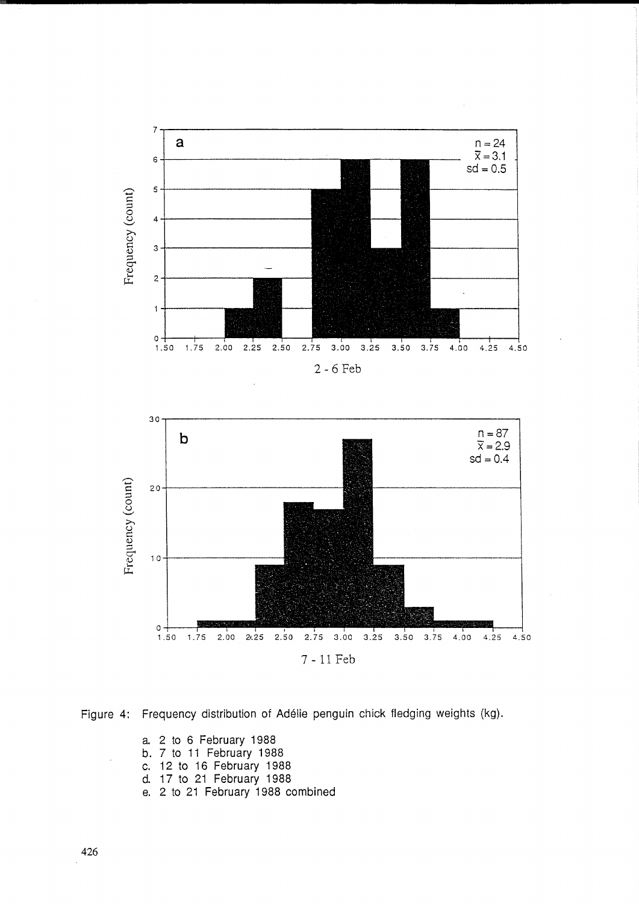Figure 4: Frequency distribution of Adélie penguin chick fledging weights (kg).

a. 2 to 6 February 1988
b. 7 to 11 February 1988
c. 12 to 16 February 1988
d. 17 to 21 February 1988
e. 2 to 21 February 1988 combined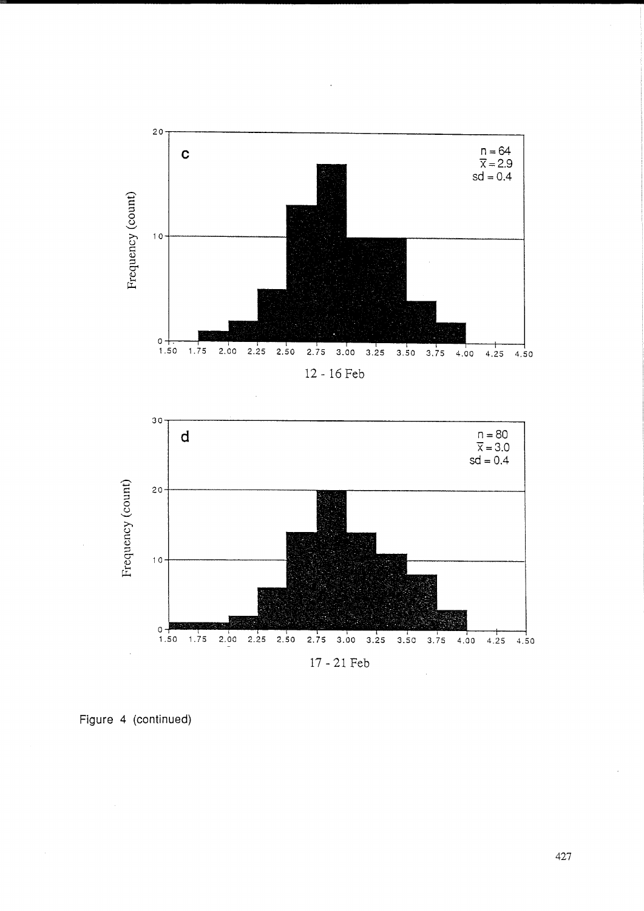Figure 4 (continued)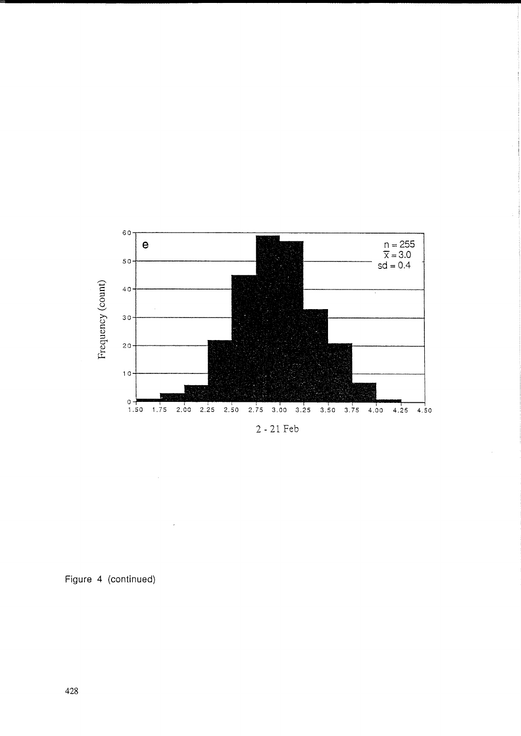e

$n = 255$
$\overline{x} = 3.0$
$sd = 0.4$

Frequency (count)

2 - 21 Feb

Figure 4 (continued)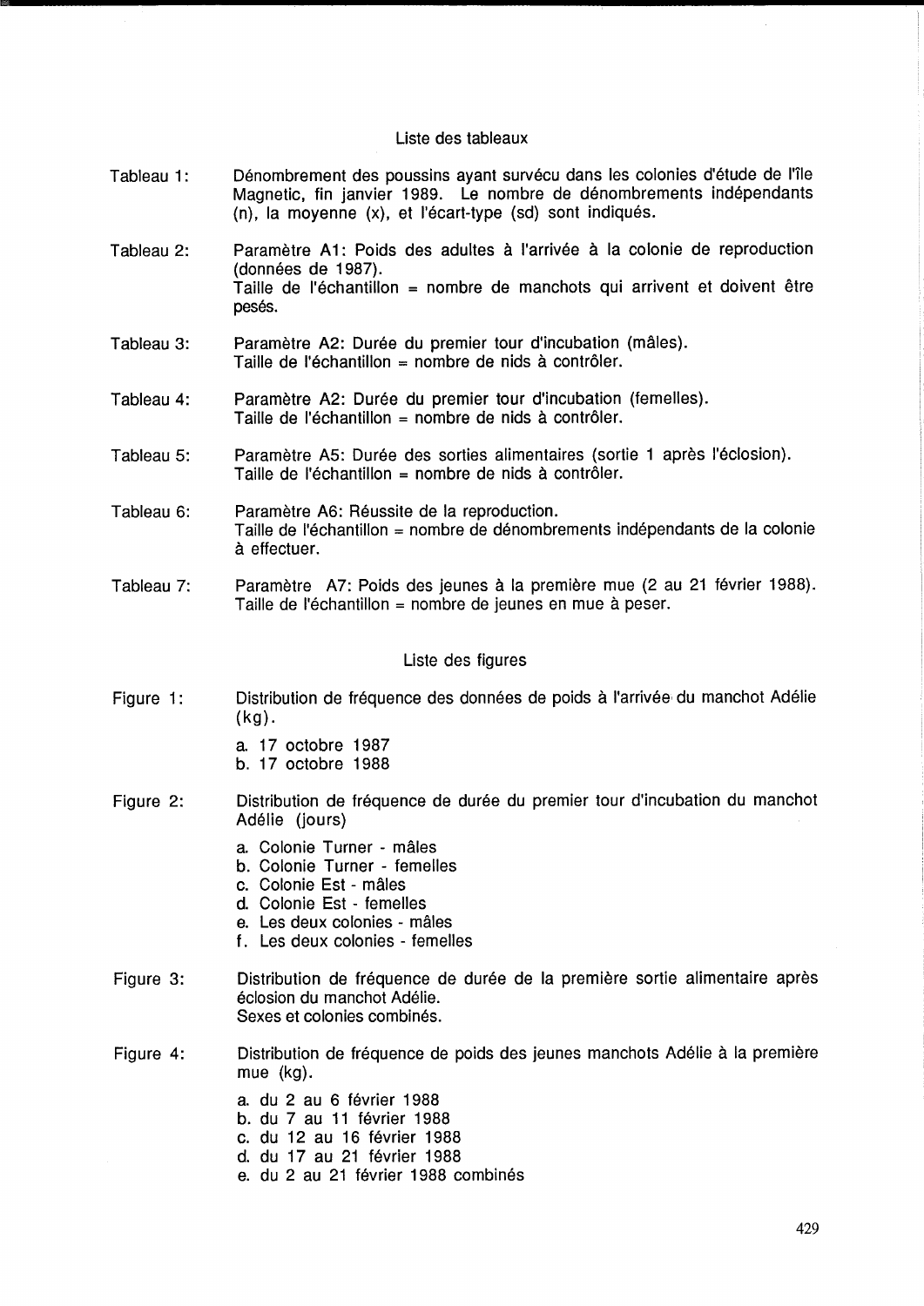## Liste des tableaux

Tableau 1: Dénombrement des poussins ayant survécu dans les colonies d'étude de l'île Magnetic, fin janvier 1989. Le nombre de dénombrements indépendants (n), la moyenne (x), et l'écart-type (sd) sont indiqués.

Tableau 2: Paramètre A1: Poids des adultes à l'arrivée à la colonie de reproduction (données de 1987).
Taille de l'échantillon = nombre de manchots qui arrivent et doivent être pesés.

Tableau 3: Paramètre A2: Durée du premier tour d'incubation (mâles).
Taille de l'échantillon = nombre de nids à contrôler.

Tableau 4: Paramètre A2: Durée du premier tour d'incubation (femelles).
Taille de l'échantillon = nombre de nids à contrôler.

Tableau 5: Paramètre A5: Durée des sorties alimentaires (sortie 1 après l'éclosion).
Taille de l'échantillon = nombre de nids à contrôler.

Tableau 6: Paramètre A6: Réussite de la reproduction.
Taille de l'échantillon = nombre de dénombrements indépendants de la colonie à effectuer.

Tableau 7: Paramètre A7: Poids des jeunes à la première mue (2 au 21 février 1988).
Taille de l'échantillon = nombre de jeunes en mue à peser.

## Liste des figures

Figure 1: Distribution de fréquence des données de poids à l'arrivée du manchot Adélie (kg).

a. 17 octobre 1987
b. 17 octobre 1988

Figure 2: Distribution de fréquence de durée du premier tour d'incubation du manchot Adélie (jours)

a. Colonie Turner - mâles
b. Colonie Turner - femelles
c. Colonie Est - mâles
d. Colonie Est - femelles
e. Les deux colonies - mâles
f. Les deux colonies - femelles

Figure 3: Distribution de fréquence de durée de la première sortie alimentaire après éclosion du manchot Adélie.
Sexes et colonies combinés.

Figure 4: Distribution de fréquence de poids des jeunes manchots Adélie à la première mue (kg).

a. du 2 au 6 février 1988
b. du 7 au 11 février 1988
c. du 12 au 16 février 1988
d. du 17 au 21 février 1988
e. du 2 au 21 février 1988 combinés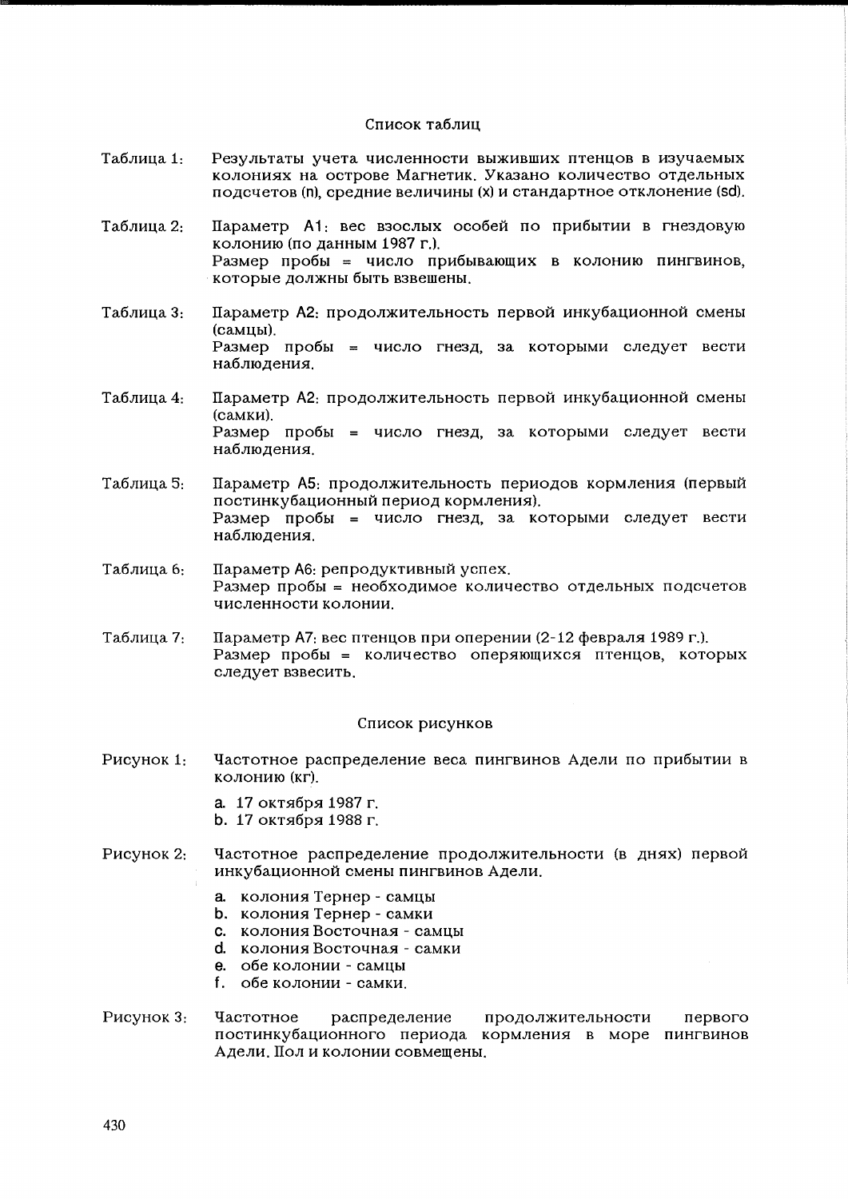## Список таблиц

Таблица 1: Результаты учета численности выживших птенцов в изучаемых колониях на острове Магнетик. Указано количество отдельных подсчетов (n), средние величины (x) и стандартное отклонение (sd).

Таблица 2: Параметр A1: вес взослых особей по прибытии в гнездовую колонию (по данным 1987 г.).
Размер пробы = число прибывающих в колонию пингвинов, которые должны быть взвешены.

Таблица 3: Параметр A2: продолжительность первой инкубационной смены (самцы).
Размер пробы = число гнезд, за которыми следует вести наблюдения.

Таблица 4: Параметр A2: продолжительность первой инкубационной смены (самки).
Размер пробы = число гнезд, за которыми следует вести наблюдения.

Таблица 5: Параметр A5: продолжительность периодов кормления (первый постинкубационный период кормления).
Размер пробы = число гнезд, за которыми следует вести наблюдения.

Таблица 6: Параметр A6: репродуктивный успех.
Размер пробы = необходимое количество отдельных подсчетов численности колонии.

Таблица 7: Параметр A7: вес птенцов при оперении (2-12 февраля 1989 г.).
Размер пробы = количество оперяющихся птенцов, которых следует взвесить.

## Список рисунков

Рисунок 1: Частотное распределение веса пингвинов Адели по прибытии в колонию (кг).

a. 17 октября 1987 г.
b. 17 октября 1988 г.

Рисунок 2: Частотное распределение продолжительности (в днях) первой инкубационной смены пингвинов Адели.

a. колония Тернер - самцы
b. колония Тернер - самки
c. колония Восточная - самцы
d. колония Восточная - самки
e. обе колонии - самцы
f. обе колонии - самки.

Рисунок 3: Частотное распределение продолжительности первого постинкубационного периода кормления в море пингвинов Адели. Пол и колонии совмещены.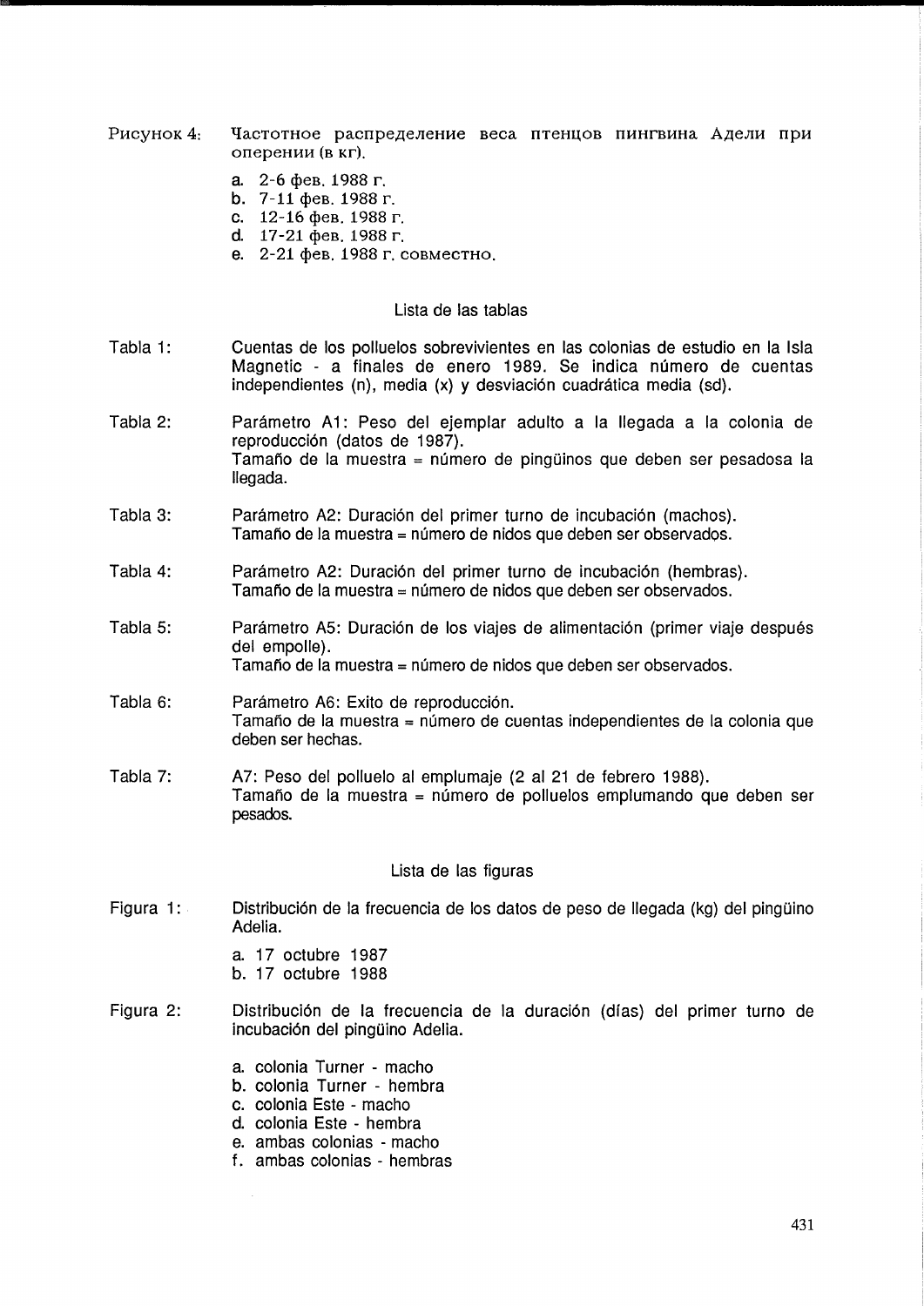Рисунок 4: Частотное распределение веса птенцов пингвина Адели при оперении (в кг).

a. 2-6 фев. 1988 г.
b. 7-11 фев. 1988 г.
c. 12-16 фев. 1988 г.
d. 17-21 фев. 1988 г.
e. 2-21 фев. 1988 г. совместно.

## Lista de las tablas

Tabla 1: Cuentas de los polluelos sobrevivientes en las colonias de estudio en la Isla Magnetic - a finales de enero 1989. Se indica número de cuentas independientes (n), media (x) y desviación cuadrática media (sd).

Tabla 2: Parámetro A1: Peso del ejemplar adulto a la llegada a la colonia de reproducción (datos de 1987).
Tamaño de la muestra = número de pingüinos que deben ser pesadosa la llegada.

Tabla 3: Parámetro A2: Duración del primer turno de incubación (machos).
Tamaño de la muestra = número de nidos que deben ser observados.

Tabla 4: Parámetro A2: Duración del primer turno de incubación (hembras).
Tamaño de la muestra = número de nidos que deben ser observados.

Tabla 5: Parámetro A5: Duración de los viajes de alimentación (primer viaje después del empolle).
Tamaño de la muestra = número de nidos que deben ser observados.

Tabla 6: Parámetro A6: Exito de reproducción.
Tamaño de la muestra = número de cuentas independientes de la colonia que deben ser hechas.

Tabla 7: A7: Peso del polluelo al emplumaje (2 al 21 de febrero 1988).
Tamaño de la muestra = número de polluelos emplumando que deben ser pesados.

## Lista de las figuras

Figura 1: Distribución de la frecuencia de los datos de peso de llegada (kg) del pingüino Adelia.

a. 17 octubre 1987
b. 17 octubre 1988

Figura 2: Distribución de la frecuencia de la duración (días) del primer turno de incubación del pingüino Adelia.

a. colonia Turner - macho
b. colonia Turner - hembra
c. colonia Este - macho
d. colonia Este - hembra
e. ambas colonias - macho
f. ambas colonias - hembras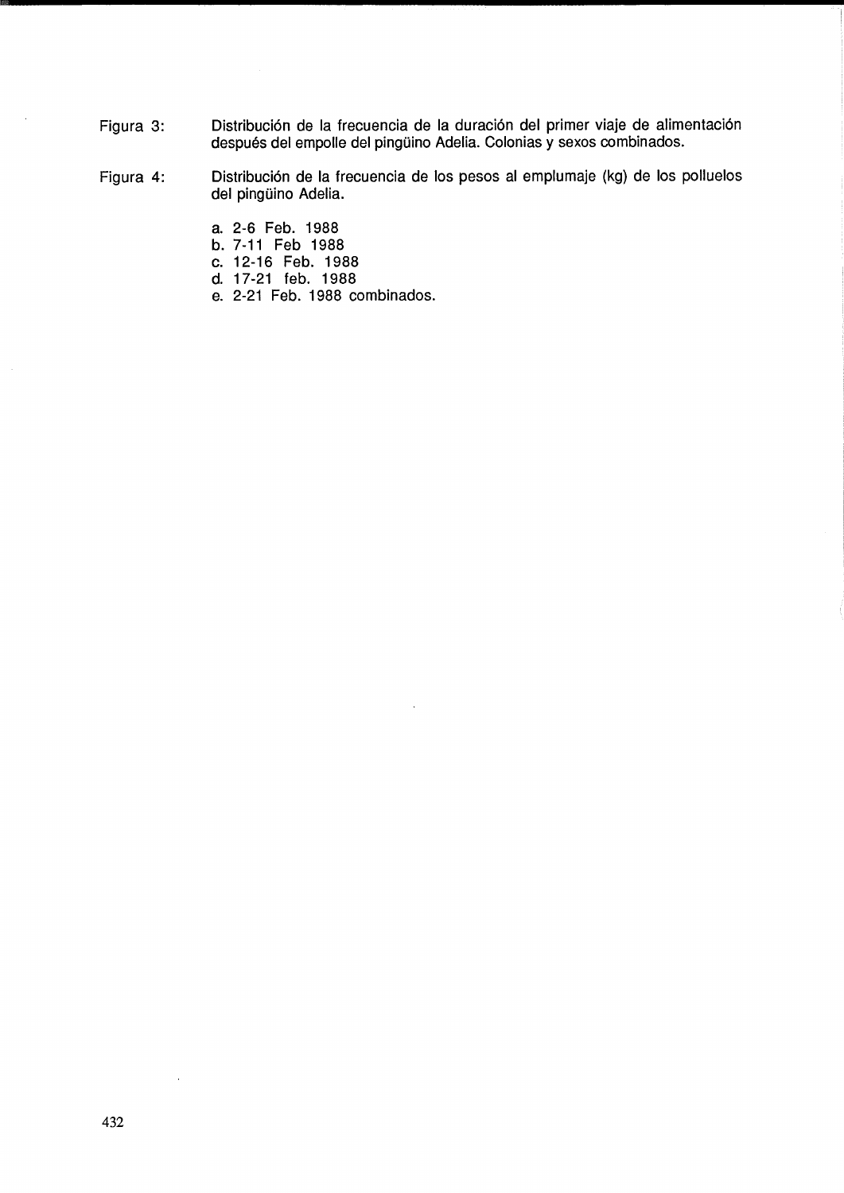Figura 3: Distribución de la frecuencia de la duración del primer viaje de alimentación después del empolle del pingüino Adelia. Colonias y sexos combinados.

Figura 4: Distribución de la frecuencia de los pesos al emplumaje (kg) de los polluelos del pingüino Adelia.

a. 2-6 Feb. 1988
b. 7-11 Feb 1988
c. 12-16 Feb. 1988
d. 17-21 feb. 1988
e. 2-21 Feb. 1988 combinados.